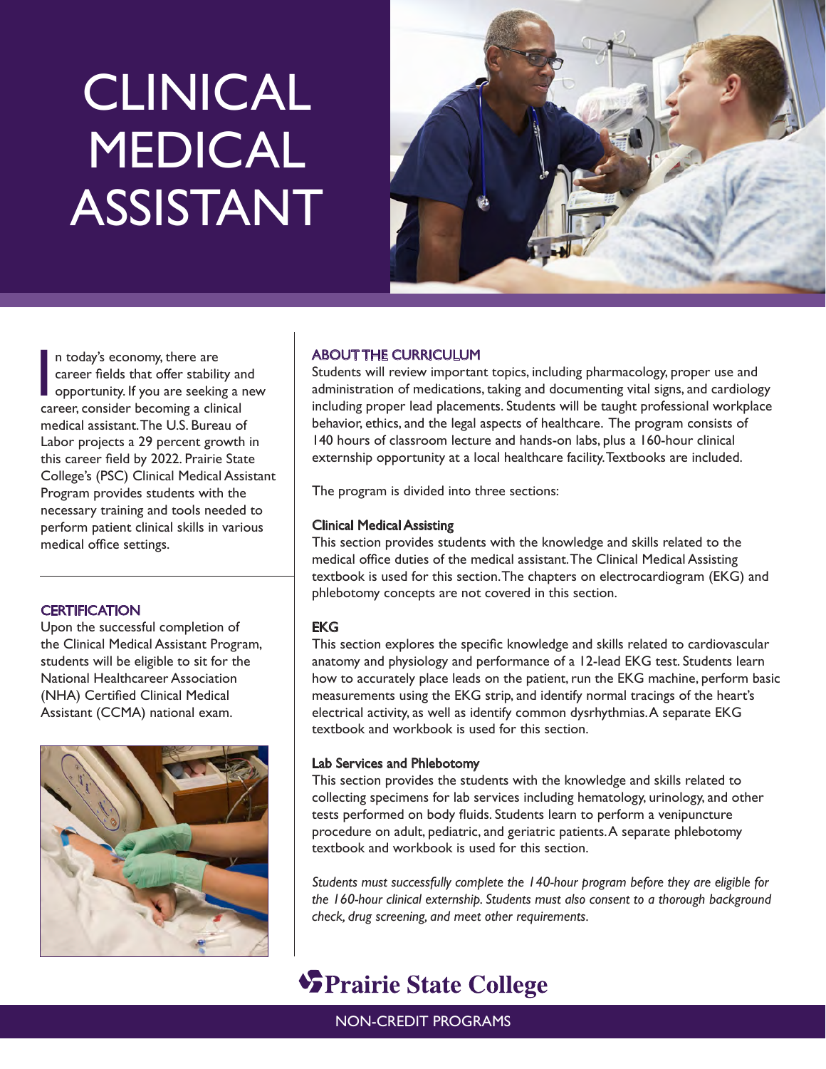# CLINICAL MEDICAL ASSISTANT

In today's economy, there are career fields that offer stability and opportunity. If you are seeking a new career, consider becoming a clinical medical assistant. The U.S. Bureau of Labor projects a 29 percent growth in this career field by 2022. Prairie State College's (PSC) Clinical Medical Assistant Program provides students with the necessary training and tools needed to perform patient clinical skills in various medical office settings.

## CERTIFICATION

Upon the successful completion of the Clinical Medical Assistant Program, students will be eligible to sit for the National Healthcareer Association (NHA) Certified Clinical Medical Assistant (CCMA) national exam.

## ABOUT THE CURRICULUM

Students will review important topics, including pharmacology, proper use and administration of medications, taking and documenting vital signs, and cardiology including proper lead placements. Students will be taught professional workplace behavior, ethics, and the legal aspects of healthcare. The program consists of 140 hours of classroom lecture and hands-on labs, plus a 160-hour clinical externship opportunity at a local healthcare facility. Textbooks are included.

The program is divided into three sections:

### Clinical Medical Assisting

This section provides students with the knowledge and skills related to the medical office duties of the medical assistant. The Clinical Medical Assisting textbook is used for this section. The chapters on electrocardiogram (EKG) and phlebotomy concepts are not covered in this section.

### EKG

This section explores the specific knowledge and skills related to cardiovascular anatomy and physiology and performance of a 12-lead EKG test. Students learn how to accurately place leads on the patient, run the EKG machine, perform basic measurements using the EKG strip, and identify normal tracings of the heart's electrical activity, as well as identify common dysrhythmias. A separate EKG textbook and workbook is used for this section.

### Lab Services and Phlebotomy

This section provides the students with the knowledge and skills related to collecting specimens for lab services including hematology, urinology, and other tests performed on body fluids. Students learn to perform a venipuncture procedure on adult, pediatric, and geriatric patients. A separate phlebotomy textbook and workbook is used for this section.

*Students must successfully complete the 140-hour program before they are eligible for the 160-hour clinical externship. Students must also consent to a thorough background check, drug screening, and meet other requirements.*

**Prairie State College**

NON-CREDIT PROGRAMS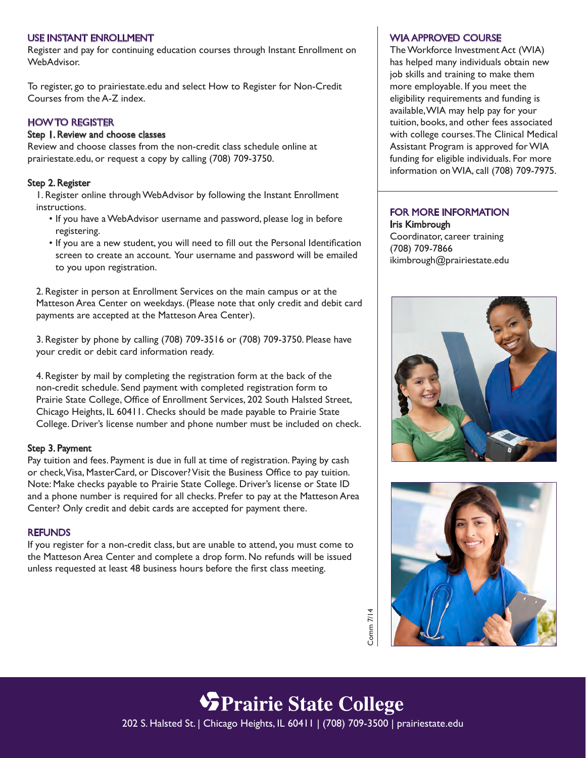## USE INSTANT ENROLLMENT

Register and pay for continuing education courses through Instant Enrollment on WebAdvisor.

To register, go to prairiestate.edu and select How to Register for Non-Credit Courses from the A-Z index.

## HOW TO REGISTER

### Step 1. Review and choose classes

Review and choose classes from the non-credit class schedule online at prairiestate.edu, or request a copy by calling (708) 709-3750.

### Step 2. Register

1. Register online through WebAdvisor by following the Instant Enrollment instructions.
   - If you have a WebAdvisor username and password, please log in before registering.
   - If you are a new student, you will need to fill out the Personal Identification screen to create an account. Your username and password will be emailed to you upon registration.

2. Register in person at Enrollment Services on the main campus or at the Matteson Area Center on weekdays. (Please note that only credit and debit card payments are accepted at the Matteson Area Center).

3. Register by phone by calling (708) 709-3516 or (708) 709-3750. Please have your credit or debit card information ready.

4. Register by mail by completing the registration form at the back of the non-credit schedule. Send payment with completed registration form to Prairie State College, Office of Enrollment Services, 202 South Halsted Street, Chicago Heights, IL 60411. Checks should be made payable to Prairie State College. Driver's license number and phone number must be included on check.

### Step 3. Payment

Pay tuition and fees. Payment is due in full at time of registration. Paying by cash or check, Visa, MasterCard, or Discover? Visit the Business Office to pay tuition. Note: Make checks payable to Prairie State College. Driver's license or State ID and a phone number is required for all checks. Prefer to pay at the Matteson Area Center? Only credit and debit cards are accepted for payment there.

## REFUNDS

If you register for a non-credit class, but are unable to attend, you must come to the Matteson Area Center and complete a drop form. No refunds will be issued unless requested at least 48 business hours before the first class meeting.

## WIA APPROVED COURSE

The Workforce Investment Act (WIA) has helped many individuals obtain new job skills and training to make them more employable. If you meet the eligibility requirements and funding is available, WIA may help pay for your tuition, books, and other fees associated with college courses. The Clinical Medical Assistant Program is approved for WIA funding for eligible individuals. For more information on WIA, call (708) 709-7975.

## FOR MORE INFORMATION

**Iris Kimbrough**
Coordinator, career training
(708) 709-7866
ikimbrough@prairiestate.edu

Comm 7/14

**Prairie State College**

202 S. Halsted St. | Chicago Heights, IL 60411 | (708) 709-3500 | prairiestate.edu